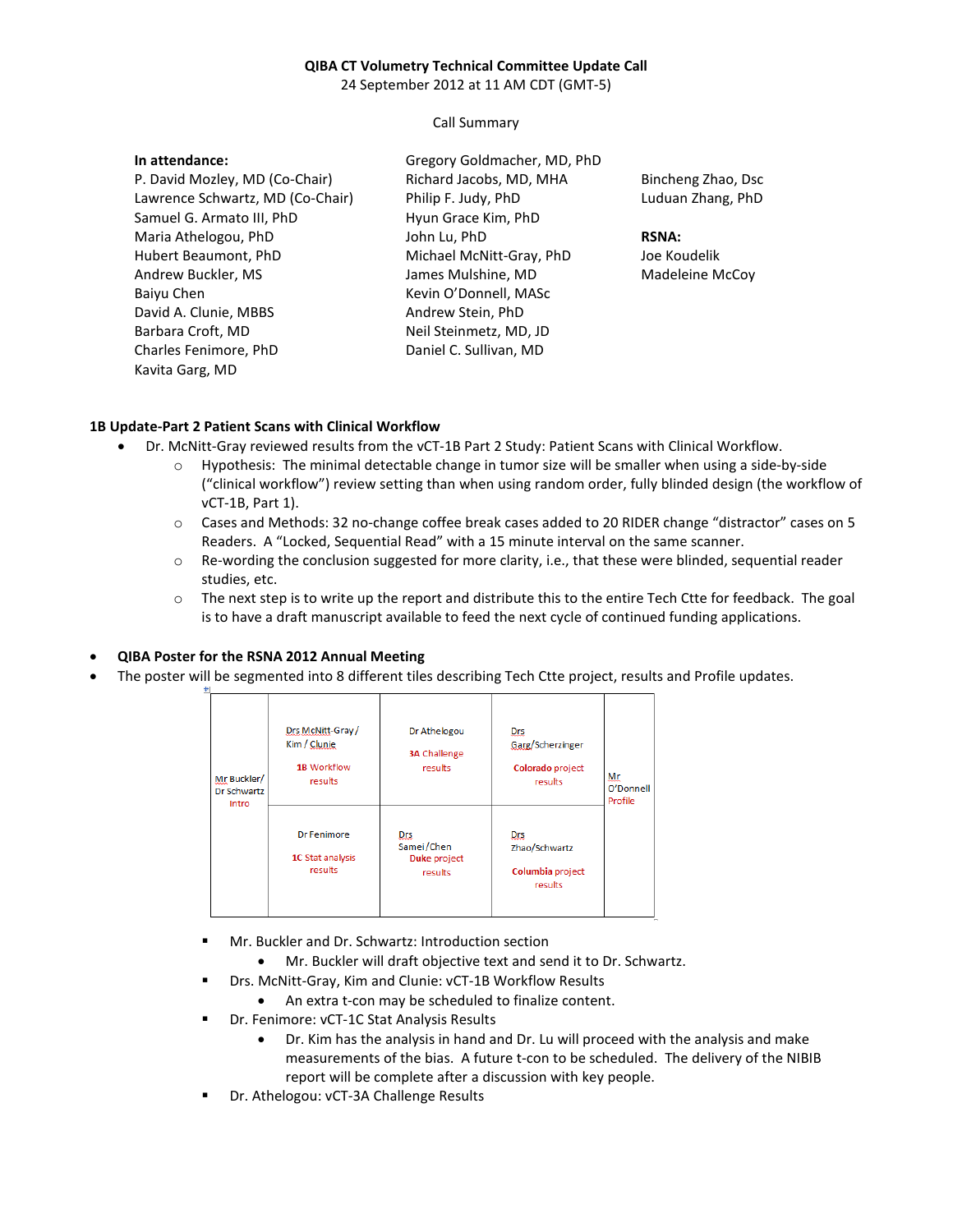**QIBA CT Volumetry Technical Committee Update Call**

24 September 2012 at 11 AM CDT (GMT-5)

Call Summary

**In attendance:**

P. David Mozley, MD (Co-Chair)
Lawrence Schwartz, MD (Co-Chair)
Samuel G. Armato III, PhD
Maria Athelogou, PhD
Hubert Beaumont, PhD
Andrew Buckler, MS
Baiyu Chen
David A. Clunie, MBBS
Barbara Croft, MD
Charles Fenimore, PhD
Kavita Garg, MD
Gregory Goldmacher, MD, PhD
Richard Jacobs, MD, MHA
Philip F. Judy, PhD
Hyun Grace Kim, PhD
John Lu, PhD
Michael McNitt-Gray, PhD
James Mulshine, MD
Kevin O'Donnell, MASc
Andrew Stein, PhD
Neil Steinmetz, MD, JD
Daniel C. Sullivan, MD
Bincheng Zhao, Dsc
Luduan Zhang, PhD

**RSNA:**

Joe Koudelik
Madeleine McCoy

**1B Update-Part 2 Patient Scans with Clinical Workflow**

- Dr. McNitt-Gray reviewed results from the vCT-1B Part 2 Study: Patient Scans with Clinical Workflow.
  - Hypothesis: The minimal detectable change in tumor size will be smaller when using a side-by-side ("clinical workflow") review setting than when using random order, fully blinded design (the workflow of vCT-1B, Part 1).
  - Cases and Methods: 32 no-change coffee break cases added to 20 RIDER change "distractor" cases on 5 Readers. A "Locked, Sequential Read" with a 15 minute interval on the same scanner.
  - Re-wording the conclusion suggested for more clarity, i.e., that these were blinded, sequential reader studies, etc.
  - The next step is to write up the report and distribute this to the entire Tech Ctte for feedback. The goal is to have a draft manuscript available to feed the next cycle of continued funding applications.

- **QIBA Poster for the RSNA 2012 Annual Meeting**
- The poster will be segmented into 8 different tiles describing Tech Ctte project, results and Profile updates.

| Mr Buckler/ Dr Schwartz Intro | Drs McNitt-Gray / Kim / Clunie 1B Workflow results | Dr Athelogou 3A Challenge results | Drs Garg/Scherzinger Colorado project results | Mr O'Donnell Profile |
|---|---|---|---|---|
| | Dr Fenimore 1C Stat analysis results | Drs Samei/Chen Duke project results | Drs Zhao/Schwartz Columbia project results | |

  - Mr. Buckler and Dr. Schwartz: Introduction section
    - Mr. Buckler will draft objective text and send it to Dr. Schwartz.
  - Drs. McNitt-Gray, Kim and Clunie: vCT-1B Workflow Results
    - An extra t-con may be scheduled to finalize content.
  - Dr. Fenimore: vCT-1C Stat Analysis Results
    - Dr. Kim has the analysis in hand and Dr. Lu will proceed with the analysis and make measurements of the bias. A future t-con to be scheduled. The delivery of the NIBIB report will be complete after a discussion with key people.
  - Dr. Athelogou: vCT-3A Challenge Results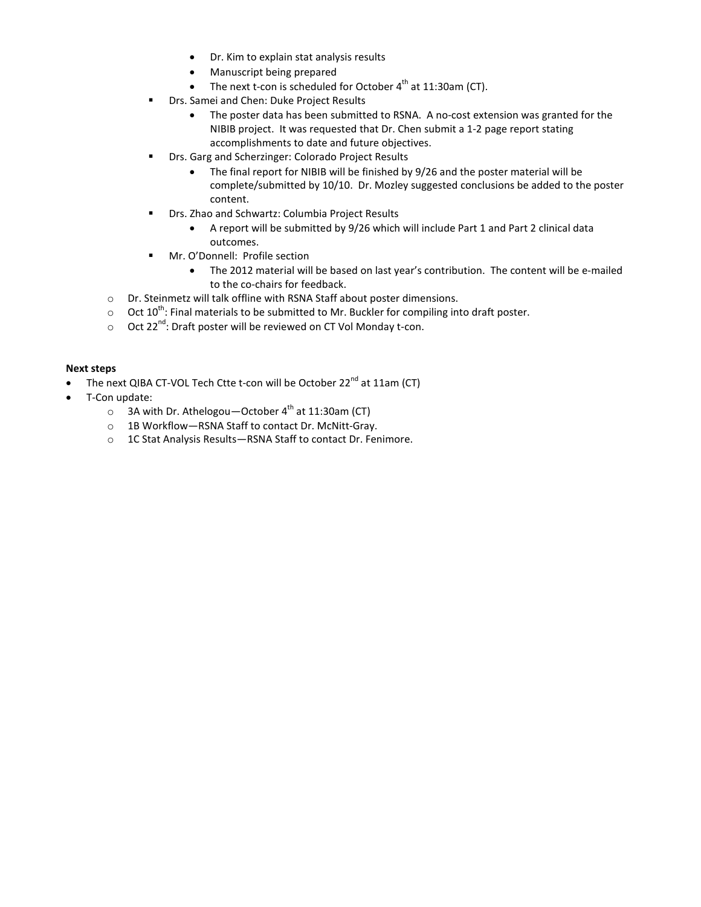- Dr. Kim to explain stat analysis results
        - Manuscript being prepared
        - The next t-con is scheduled for October 4th at 11:30am (CT).
    - Drs. Samei and Chen: Duke Project Results
        - The poster data has been submitted to RSNA. A no-cost extension was granted for the NIBIB project. It was requested that Dr. Chen submit a 1-2 page report stating accomplishments to date and future objectives.
    - Drs. Garg and Scherzinger: Colorado Project Results
        - The final report for NIBIB will be finished by 9/26 and the poster material will be complete/submitted by 10/10. Dr. Mozley suggested conclusions be added to the poster content.
    - Drs. Zhao and Schwartz: Columbia Project Results
        - A report will be submitted by 9/26 which will include Part 1 and Part 2 clinical data outcomes.
    - Mr. O'Donnell: Profile section
        - The 2012 material will be based on last year's contribution. The content will be e-mailed to the co-chairs for feedback.
  - Dr. Steinmetz will talk offline with RSNA Staff about poster dimensions.
  - Oct 10th: Final materials to be submitted to Mr. Buckler for compiling into draft poster.
  - Oct 22nd: Draft poster will be reviewed on CT Vol Monday t-con.

**Next steps**

- The next QIBA CT-VOL Tech Ctte t-con will be October 22nd at 11am (CT)
- T-Con update:
  - 3A with Dr. Athelogou—October 4th at 11:30am (CT)
  - 1B Workflow—RSNA Staff to contact Dr. McNitt-Gray.
  - 1C Stat Analysis Results—RSNA Staff to contact Dr. Fenimore.